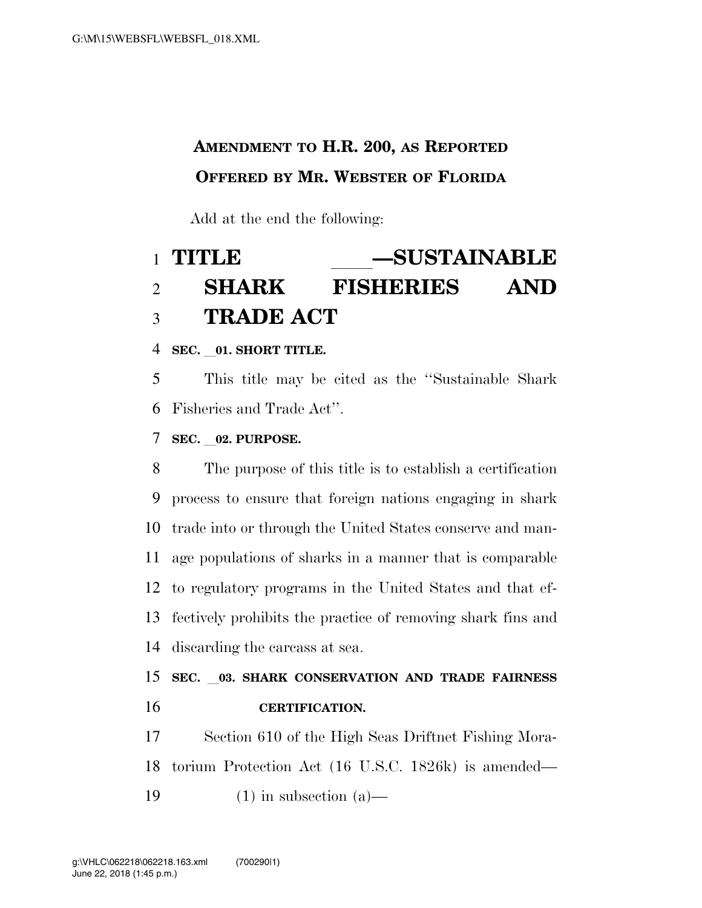**AMENDMENT TO H.R. 200, AS REPORTED**
**OFFERED BY MR. WEBSTER OF FLORIDA**

Add at the end the following:

# TITLE ___—SUSTAINABLE SHARK FISHERIES AND TRADE ACT

**SEC. __01. SHORT TITLE.**

This title may be cited as the ''Sustainable Shark Fisheries and Trade Act''.

**SEC. __02. PURPOSE.**

The purpose of this title is to establish a certification process to ensure that foreign nations engaging in shark trade into or through the United States conserve and manage populations of sharks in a manner that is comparable to regulatory programs in the United States and that effectively prohibits the practice of removing shark fins and discarding the carcass at sea.

**SEC. __03. SHARK CONSERVATION AND TRADE FAIRNESS CERTIFICATION.**

Section 610 of the High Seas Driftnet Fishing Moratorium Protection Act (16 U.S.C. 1826k) is amended—

(1) in subsection (a)—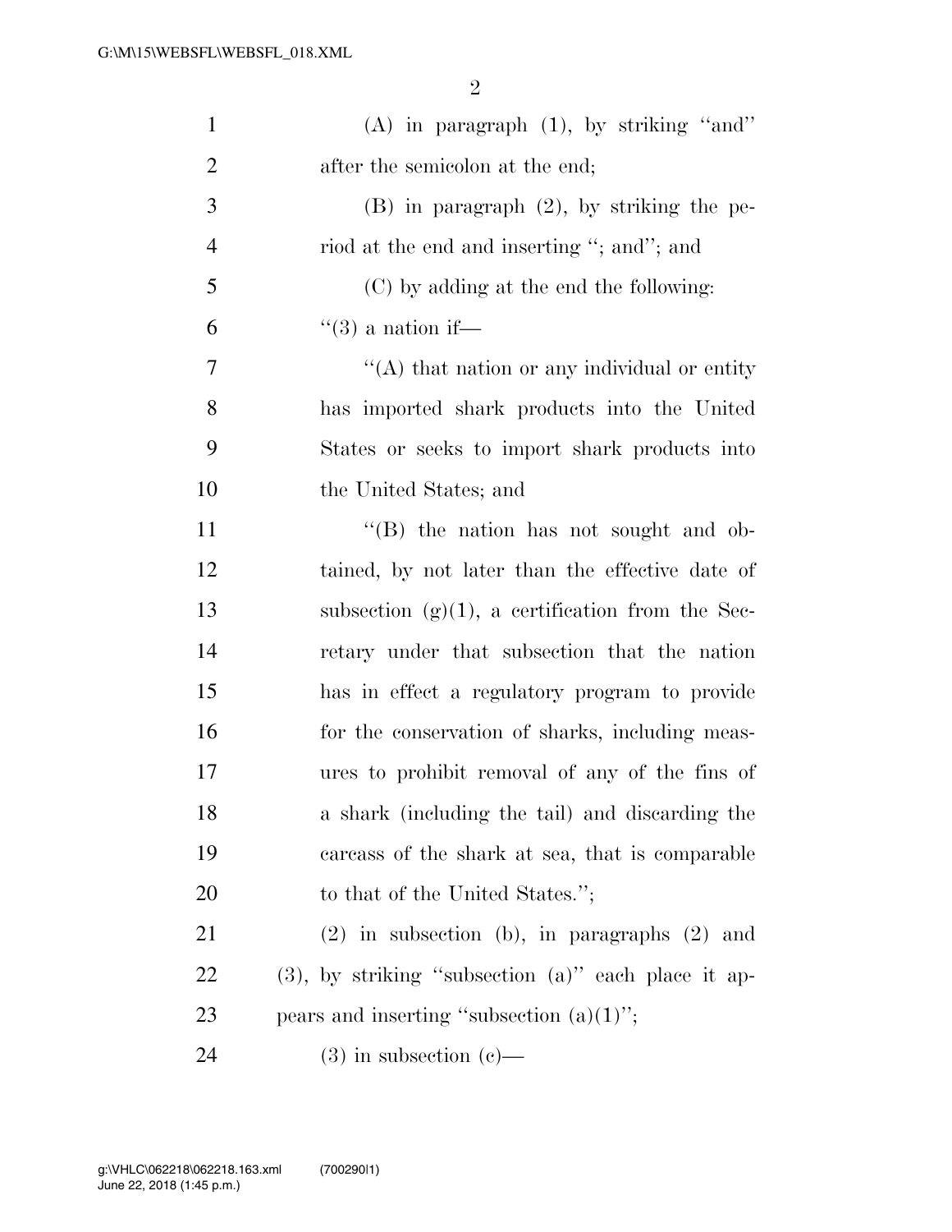(A) in paragraph (1), by striking ''and'' after the semicolon at the end;

(B) in paragraph (2), by striking the period at the end and inserting ''; and''; and

(C) by adding at the end the following:

''(3) a nation if—

''(A) that nation or any individual or entity has imported shark products into the United States or seeks to import shark products into the United States; and

''(B) the nation has not sought and obtained, by not later than the effective date of subsection (g)(1), a certification from the Secretary under that subsection that the nation has in effect a regulatory program to provide for the conservation of sharks, including measures to prohibit removal of any of the fins of a shark (including the tail) and discarding the carcass of the shark at sea, that is comparable to that of the United States.'';

(2) in subsection (b), in paragraphs (2) and (3), by striking ''subsection (a)'' each place it appears and inserting ''subsection (a)(1)'';

(3) in subsection (c)—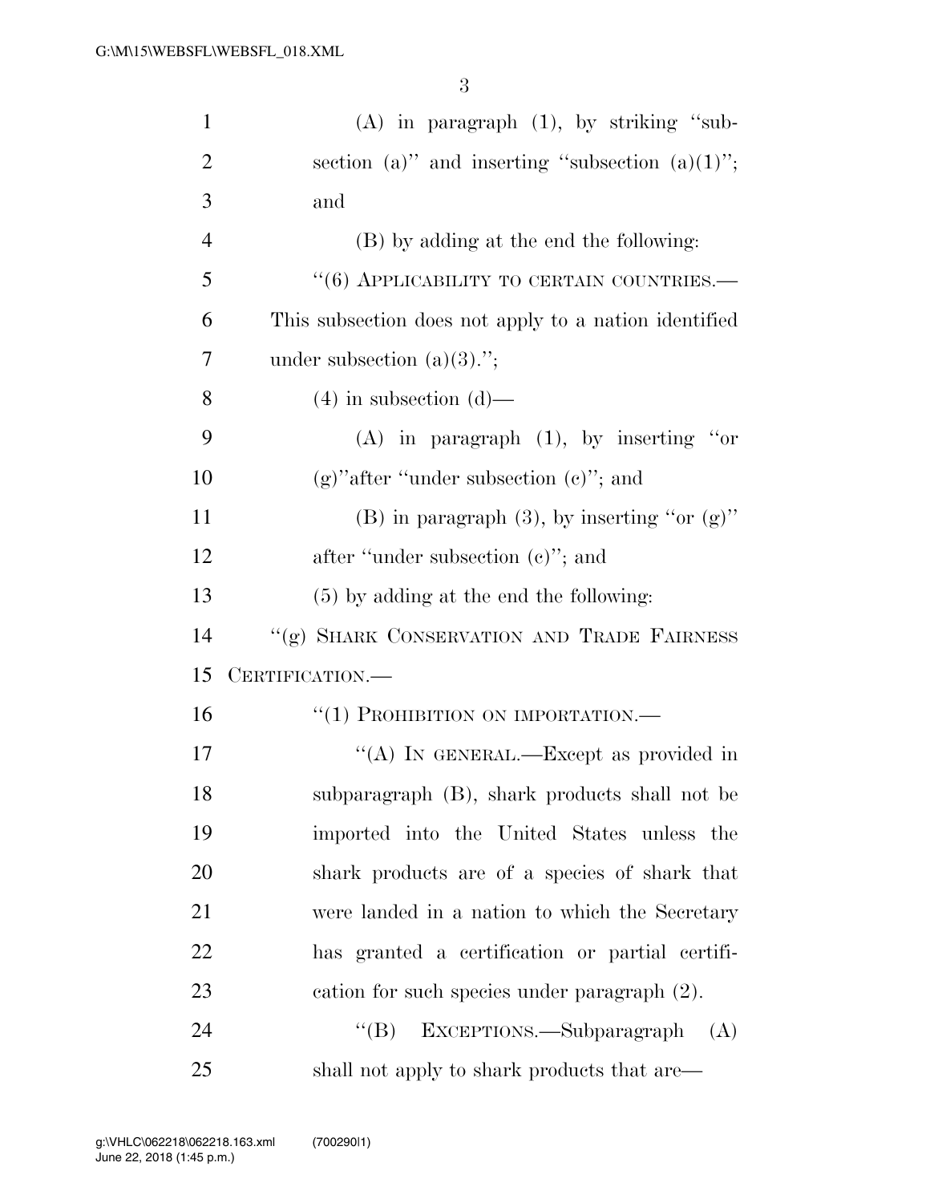(A) in paragraph (1), by striking "subsection (a)" and inserting "subsection (a)(1)"; and

(B) by adding at the end the following:

"(6) APPLICABILITY TO CERTAIN COUNTRIES.—This subsection does not apply to a nation identified under subsection (a)(3).";

(4) in subsection (d)—

(A) in paragraph (1), by inserting "or (g)"after "under subsection (c)"; and

(B) in paragraph (3), by inserting "or (g)" after "under subsection (c)"; and

(5) by adding at the end the following:

"(g) SHARK CONSERVATION AND TRADE FAIRNESS CERTIFICATION.—

"(1) PROHIBITION ON IMPORTATION.—

"(A) IN GENERAL.—Except as provided in subparagraph (B), shark products shall not be imported into the United States unless the shark products are of a species of shark that were landed in a nation to which the Secretary has granted a certification or partial certification for such species under paragraph (2).

"(B) EXCEPTIONS.—Subparagraph (A) shall not apply to shark products that are—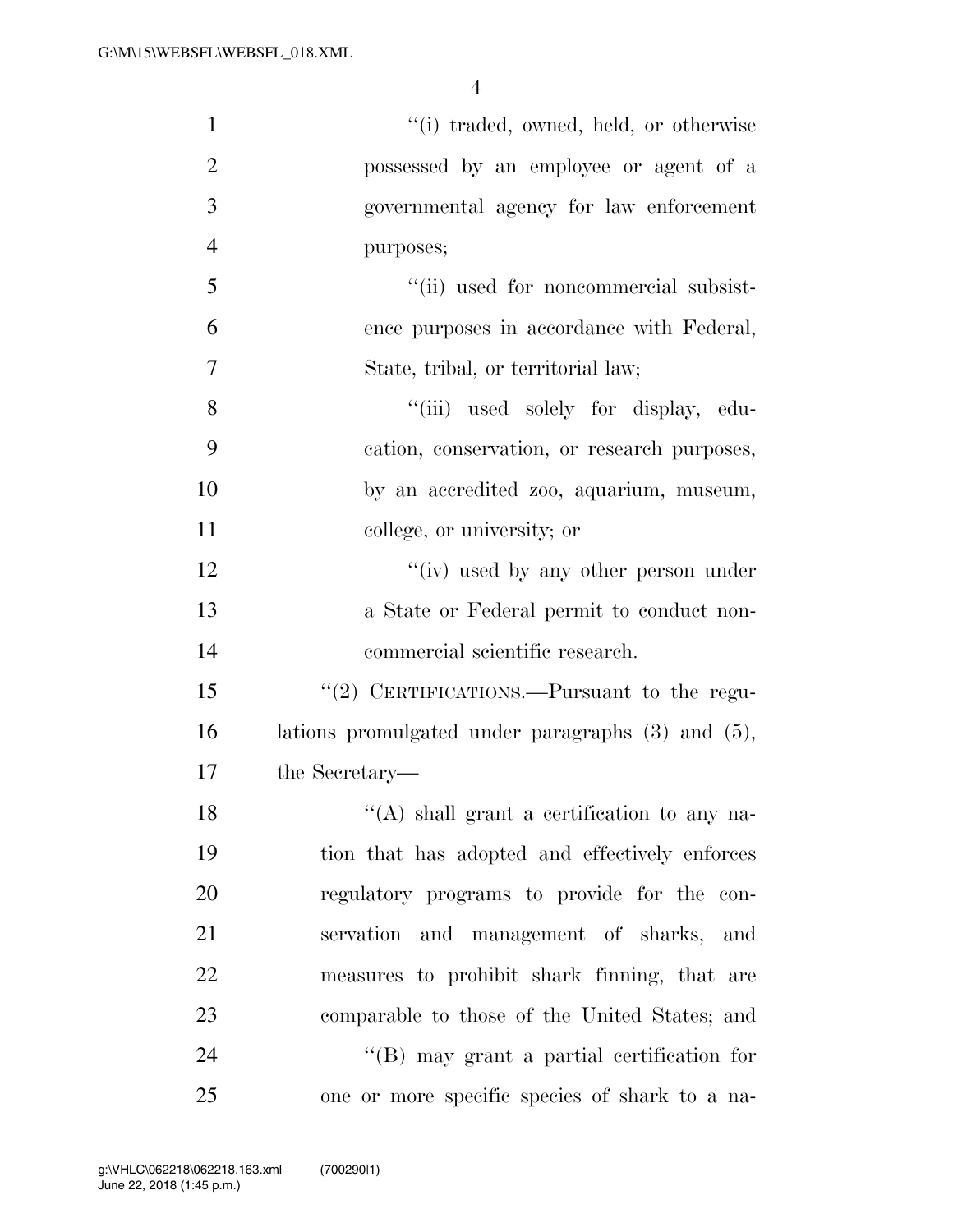"(i) traded, owned, held, or otherwise possessed by an employee or agent of a governmental agency for law enforcement purposes;

"(ii) used for noncommercial subsistence purposes in accordance with Federal, State, tribal, or territorial law;

"(iii) used solely for display, education, conservation, or research purposes, by an accredited zoo, aquarium, museum, college, or university; or

"(iv) used by any other person under a State or Federal permit to conduct noncommercial scientific research.

"(2) CERTIFICATIONS.—Pursuant to the regulations promulgated under paragraphs (3) and (5), the Secretary—

"(A) shall grant a certification to any nation that has adopted and effectively enforces regulatory programs to provide for the conservation and management of sharks, and measures to prohibit shark finning, that are comparable to those of the United States; and

"(B) may grant a partial certification for one or more specific species of shark to a na-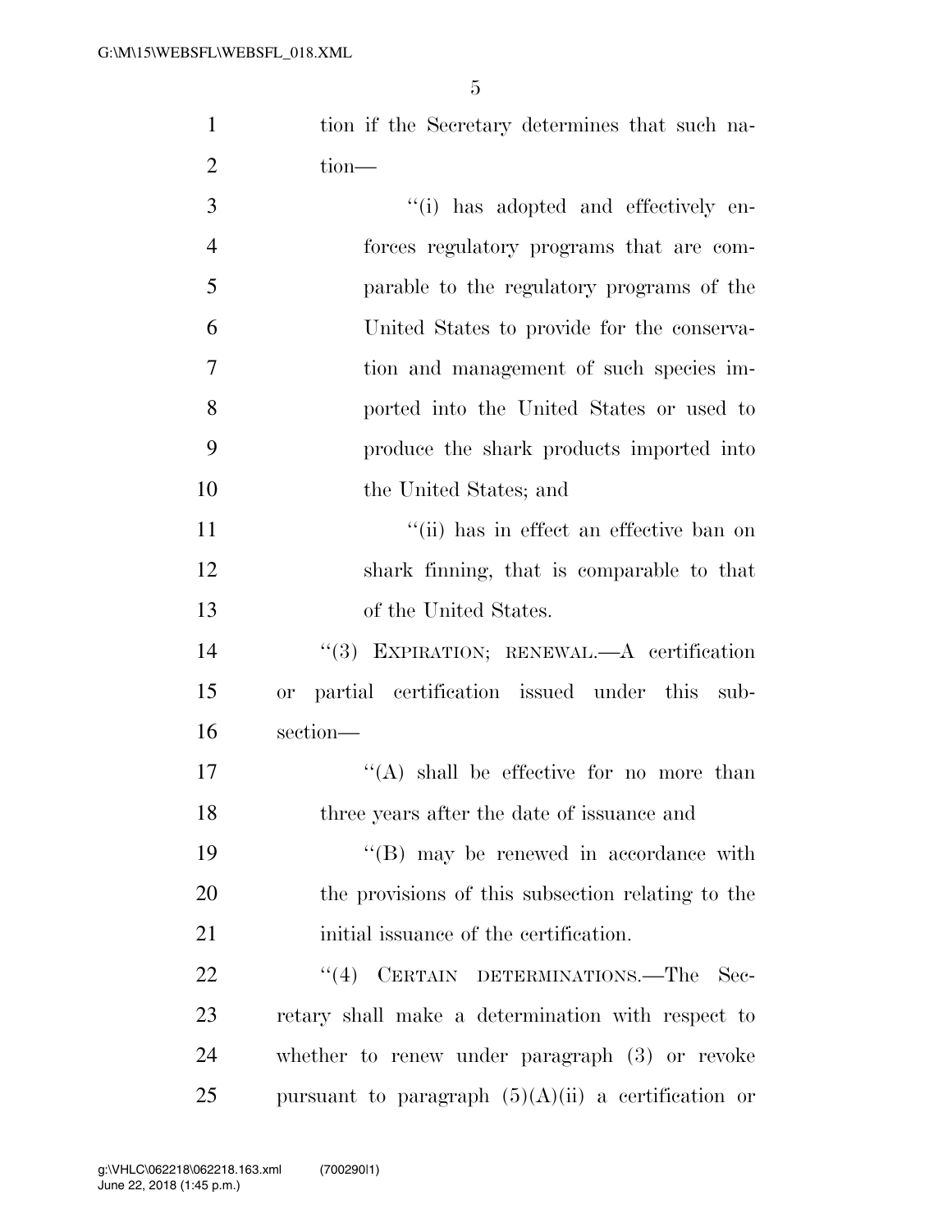tion if the Secretary determines that such nation—

"(i) has adopted and effectively enforces regulatory programs that are comparable to the regulatory programs of the United States to provide for the conservation and management of such species imported into the United States or used to produce the shark products imported into the United States; and

"(ii) has in effect an effective ban on shark finning, that is comparable to that of the United States.

"(3) EXPIRATION; RENEWAL.—A certification or partial certification issued under this subsection—

"(A) shall be effective for no more than three years after the date of issuance and

"(B) may be renewed in accordance with the provisions of this subsection relating to the initial issuance of the certification.

"(4) CERTAIN DETERMINATIONS.—The Secretary shall make a determination with respect to whether to renew under paragraph (3) or revoke pursuant to paragraph (5)(A)(ii) a certification or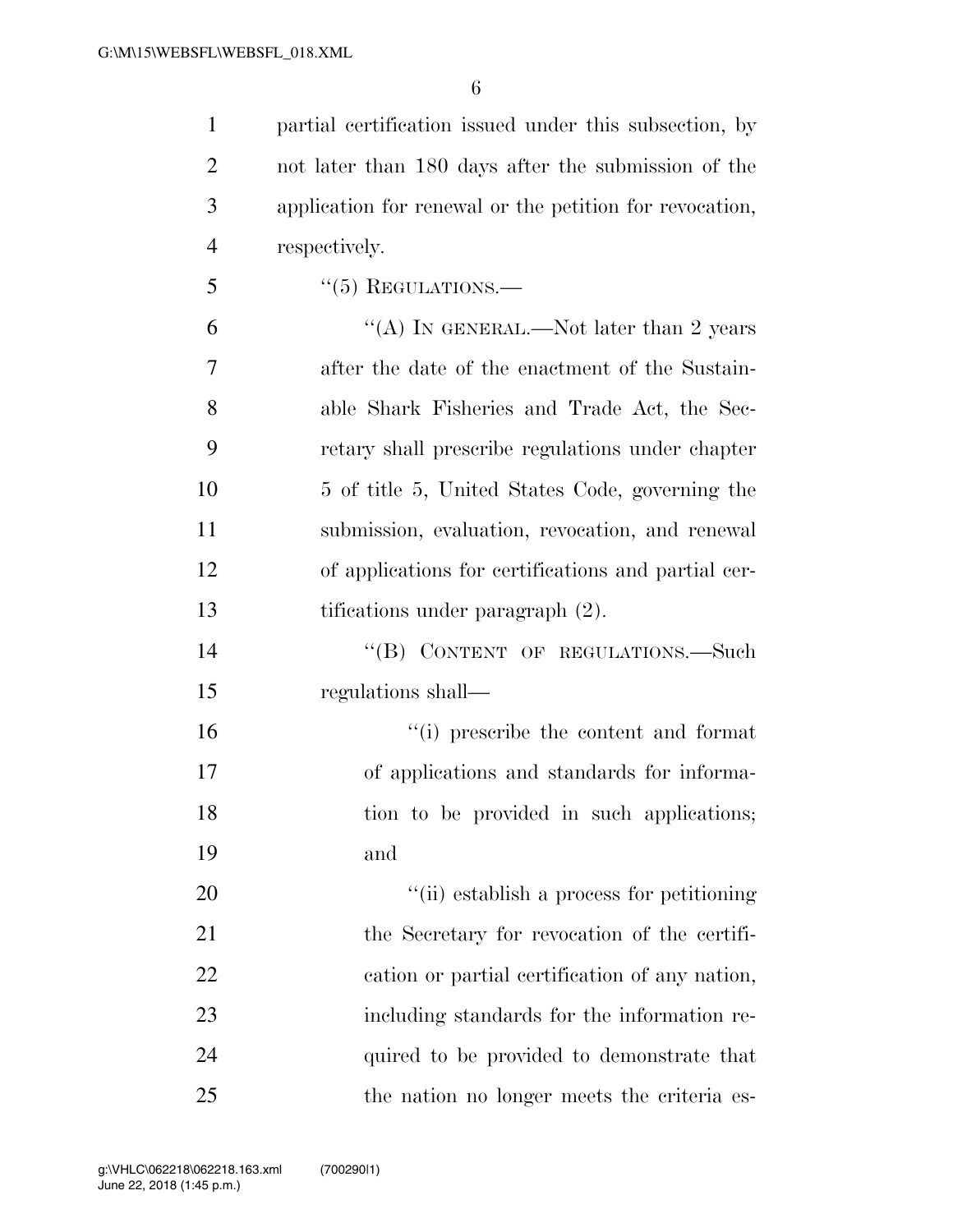partial certification issued under this subsection, by not later than 180 days after the submission of the application for renewal or the petition for revocation, respectively.

"(5) REGULATIONS.—

"(A) IN GENERAL.—Not later than 2 years after the date of the enactment of the Sustainable Shark Fisheries and Trade Act, the Secretary shall prescribe regulations under chapter 5 of title 5, United States Code, governing the submission, evaluation, revocation, and renewal of applications for certifications and partial certifications under paragraph (2).

"(B) CONTENT OF REGULATIONS.—Such regulations shall—

"(i) prescribe the content and format of applications and standards for information to be provided in such applications; and

"(ii) establish a process for petitioning the Secretary for revocation of the certification or partial certification of any nation, including standards for the information required to be provided to demonstrate that the nation no longer meets the criteria es-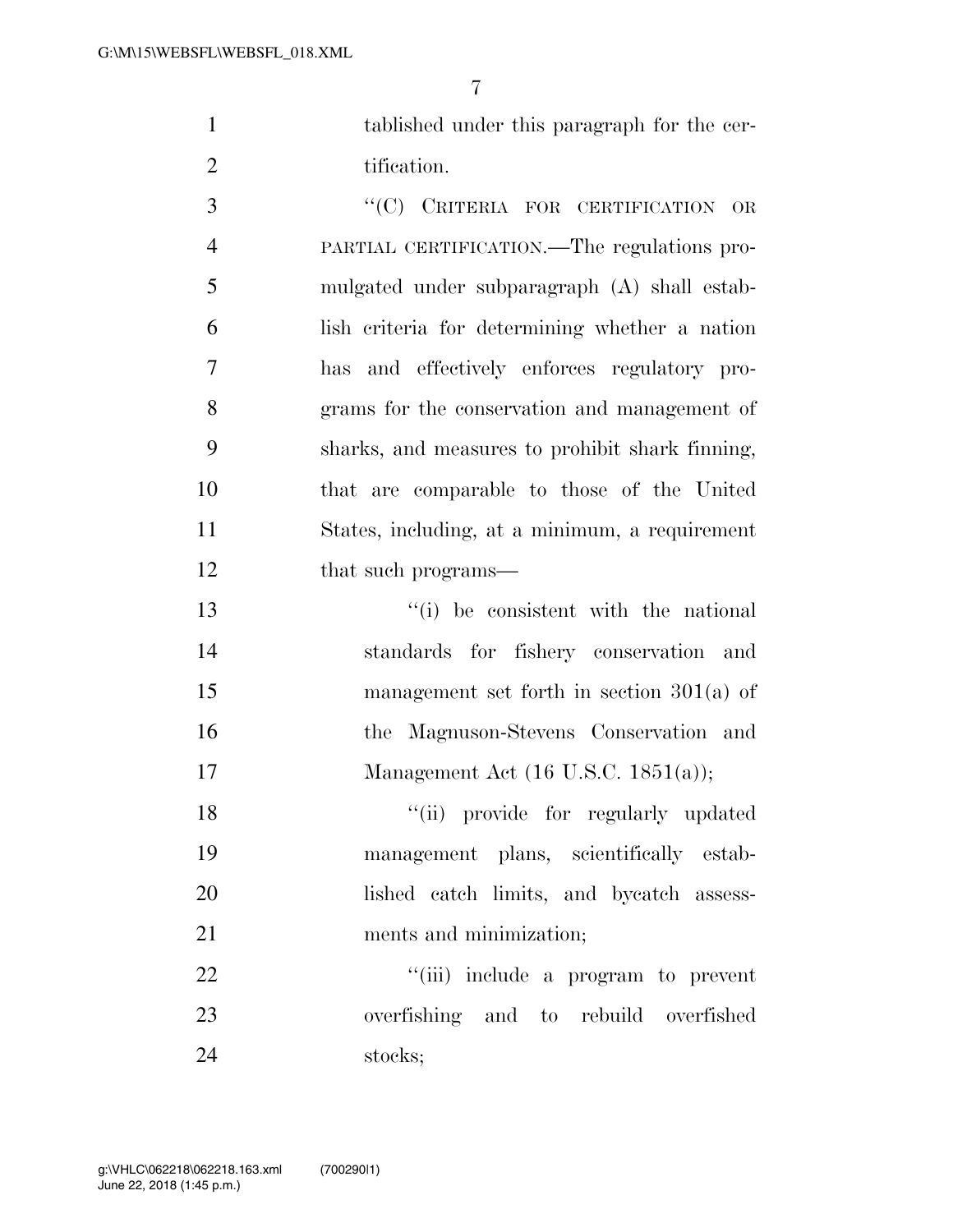tablished under this paragraph for the certification.

''(C) CRITERIA FOR CERTIFICATION OR PARTIAL CERTIFICATION.—The regulations promulgated under subparagraph (A) shall establish criteria for determining whether a nation has and effectively enforces regulatory programs for the conservation and management of sharks, and measures to prohibit shark finning, that are comparable to those of the United States, including, at a minimum, a requirement that such programs—

''(i) be consistent with the national standards for fishery conservation and management set forth in section 301(a) of the Magnuson-Stevens Conservation and Management Act (16 U.S.C. 1851(a));

''(ii) provide for regularly updated management plans, scientifically established catch limits, and bycatch assessments and minimization;

''(iii) include a program to prevent overfishing and to rebuild overfished stocks;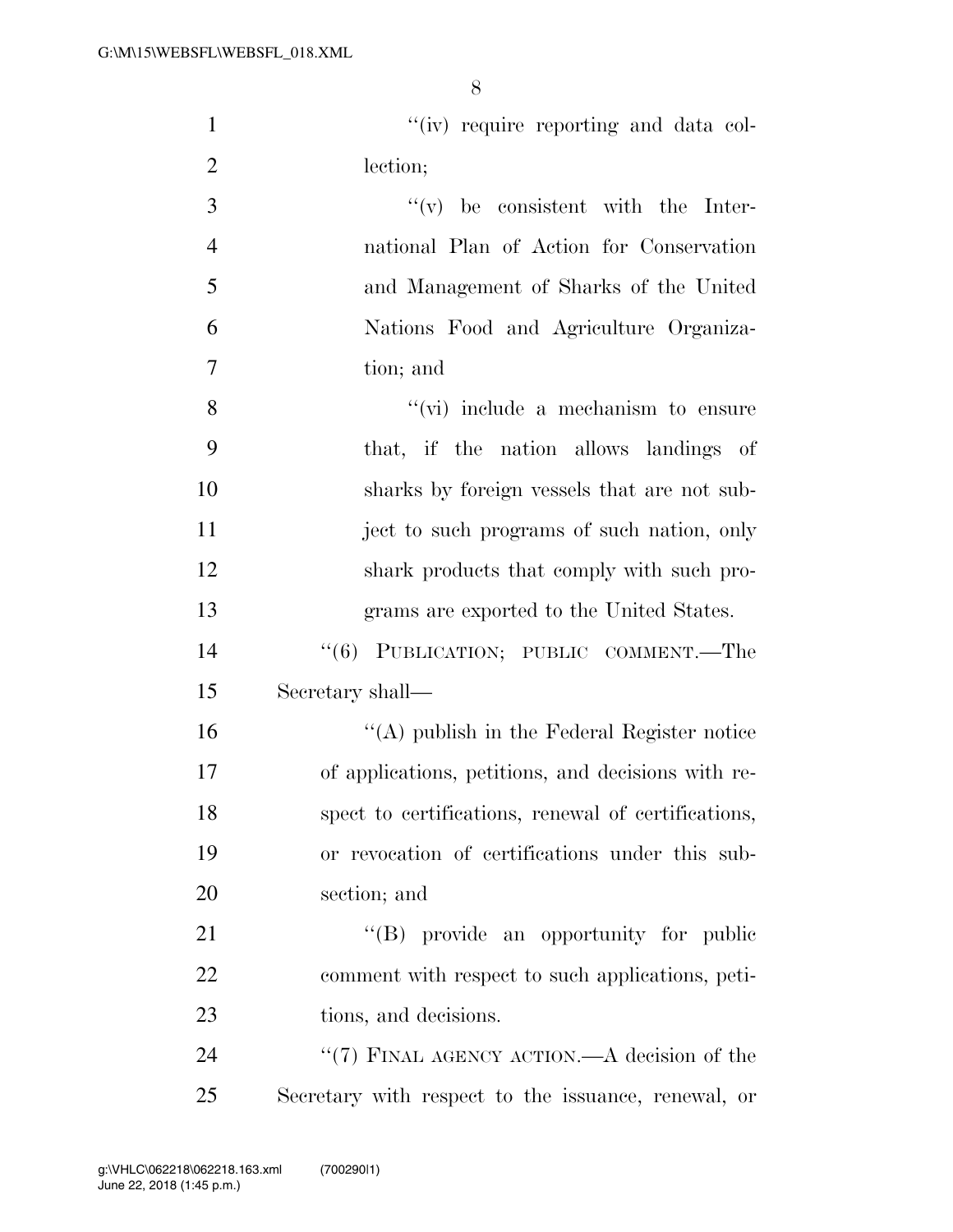''(iv) require reporting and data collection;

''(v) be consistent with the International Plan of Action for Conservation and Management of Sharks of the United Nations Food and Agriculture Organization; and

''(vi) include a mechanism to ensure that, if the nation allows landings of sharks by foreign vessels that are not subject to such programs of such nation, only shark products that comply with such programs are exported to the United States.

''(6) PUBLICATION; PUBLIC COMMENT.—The Secretary shall—

''(A) publish in the Federal Register notice of applications, petitions, and decisions with respect to certifications, renewal of certifications, or revocation of certifications under this subsection; and

''(B) provide an opportunity for public comment with respect to such applications, petitions, and decisions.

''(7) FINAL AGENCY ACTION.—A decision of the Secretary with respect to the issuance, renewal, or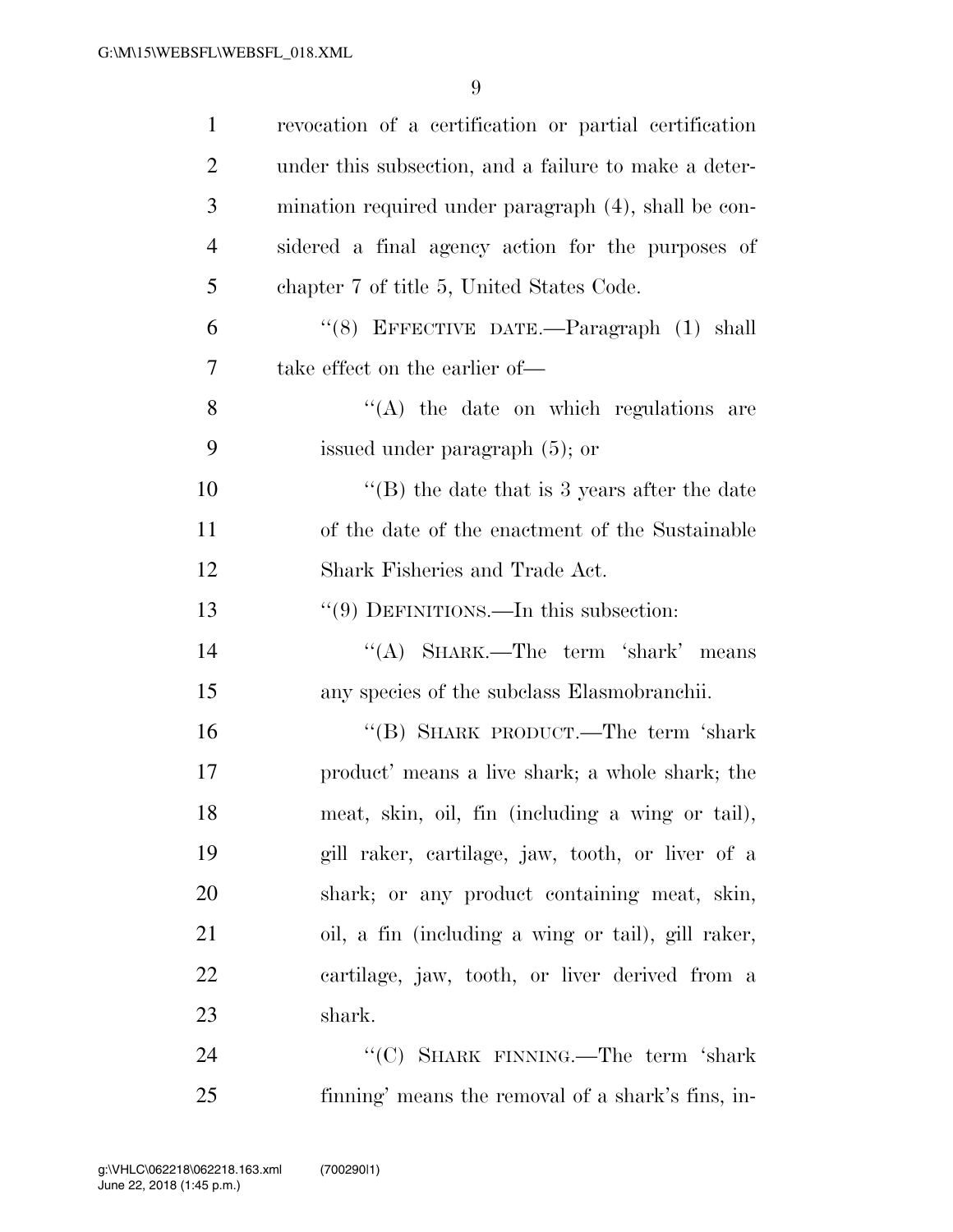revocation of a certification or partial certification under this subsection, and a failure to make a determination required under paragraph (4), shall be considered a final agency action for the purposes of chapter 7 of title 5, United States Code.

"(8) EFFECTIVE DATE.—Paragraph (1) shall take effect on the earlier of—

"(A) the date on which regulations are issued under paragraph (5); or

"(B) the date that is 3 years after the date of the date of the enactment of the Sustainable Shark Fisheries and Trade Act.

"(9) DEFINITIONS.—In this subsection:

"(A) SHARK.—The term 'shark' means any species of the subclass Elasmobranchii.

"(B) SHARK PRODUCT.—The term 'shark product' means a live shark; a whole shark; the meat, skin, oil, fin (including a wing or tail), gill raker, cartilage, jaw, tooth, or liver of a shark; or any product containing meat, skin, oil, a fin (including a wing or tail), gill raker, cartilage, jaw, tooth, or liver derived from a shark.

"(C) SHARK FINNING.—The term 'shark finning' means the removal of a shark's fins, in-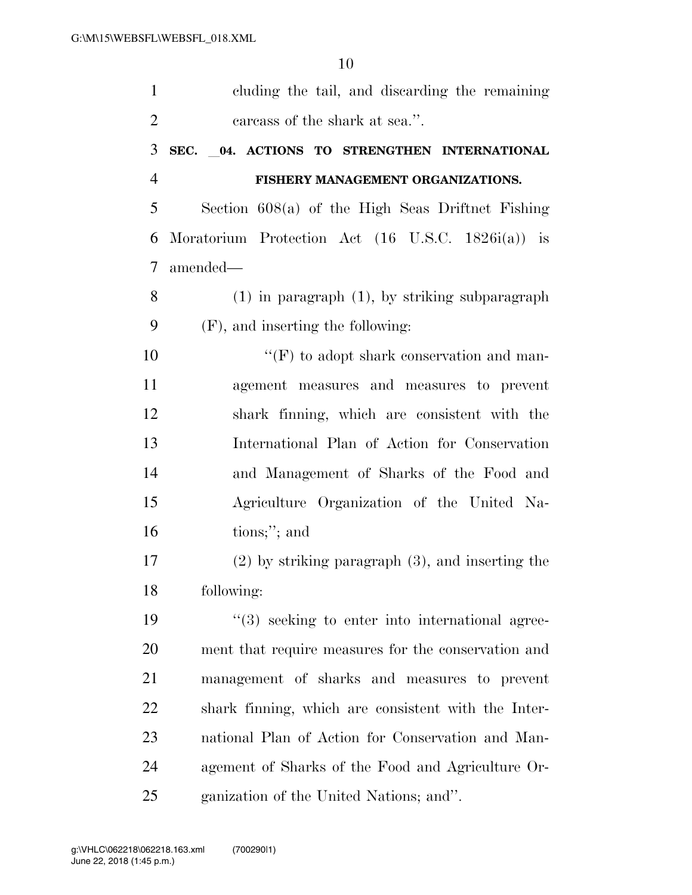cluding the tail, and discarding the remaining carcass of the shark at sea.''.

**SEC. __04. ACTIONS TO STRENGTHEN INTERNATIONAL FISHERY MANAGEMENT ORGANIZATIONS.**

Section 608(a) of the High Seas Driftnet Fishing Moratorium Protection Act (16 U.S.C. 1826i(a)) is amended—

(1) in paragraph (1), by striking subparagraph (F), and inserting the following:

''(F) to adopt shark conservation and management measures and measures to prevent shark finning, which are consistent with the International Plan of Action for Conservation and Management of Sharks of the Food and Agriculture Organization of the United Nations;''; and

(2) by striking paragraph (3), and inserting the following:

''(3) seeking to enter into international agreement that require measures for the conservation and management of sharks and measures to prevent shark finning, which are consistent with the International Plan of Action for Conservation and Management of Sharks of the Food and Agriculture Organization of the United Nations; and''.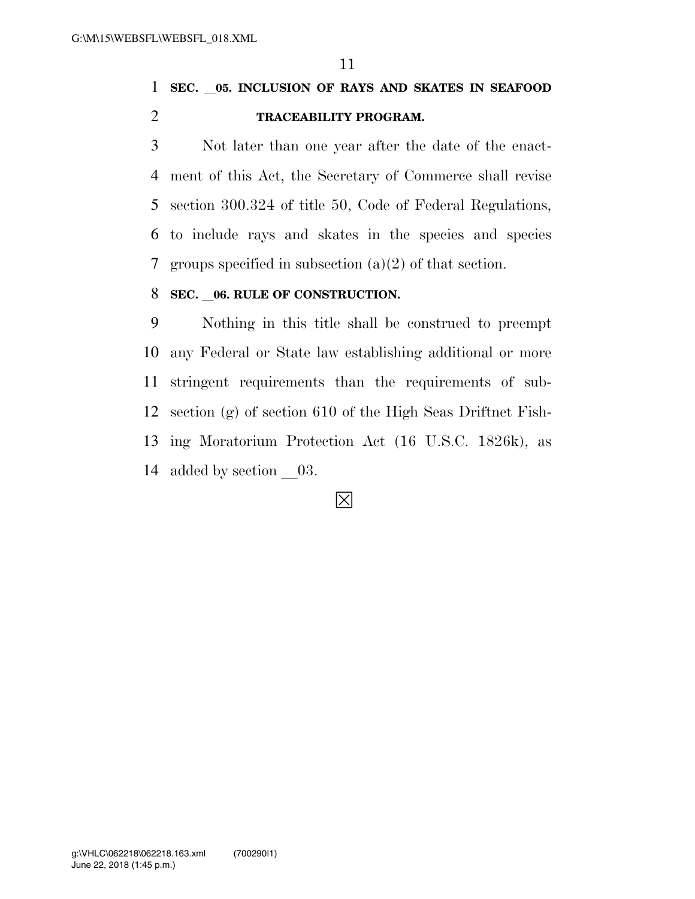**SEC. __05. INCLUSION OF RAYS AND SKATES IN SEAFOOD TRACEABILITY PROGRAM.**

Not later than one year after the date of the enactment of this Act, the Secretary of Commerce shall revise section 300.324 of title 50, Code of Federal Regulations, to include rays and skates in the species and species groups specified in subsection (a)(2) of that section.

**SEC. __06. RULE OF CONSTRUCTION.**

Nothing in this title shall be construed to preempt any Federal or State law establishing additional or more stringent requirements than the requirements of subsection (g) of section 610 of the High Seas Driftnet Fishing Moratorium Protection Act (16 U.S.C. 1826k), as added by section __03.

☒